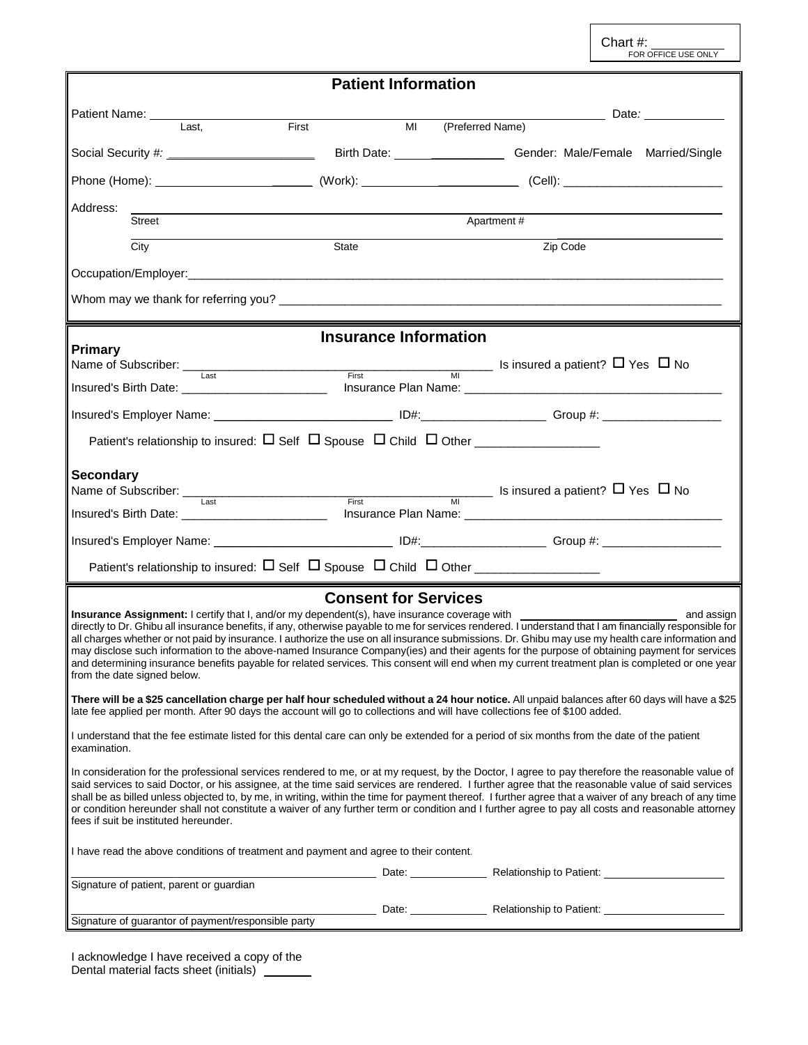Chart #: ____________
FOR OFFICE USE ONLY

## Patient Information

Patient Name: ________________________________________________ Date: ____________
Last, First MI (Preferred Name)

Social Security #: ______________________ Birth Date: ________________ Gender: Male/Female Married/Single

Phone (Home): __________________________ (Work): ________________________ (Cell): ________________________

Address: ______________________________________________________________________
Street Apartment #

______________________________________________________________________
City State Zip Code

Occupation/Employer: ______________________________________________________________________

Whom may we thank for referring you? ______________________________________________________

## Insurance Information

### Primary

Name of Subscriber: _______________________________________ Is insured a patient? ☐ Yes ☐ No
Last First MI

Insured's Birth Date: _____________________ Insurance Plan Name: _____________________________________

Insured's Employer Name: __________________________ ID#: __________________ Group #: _________________

Patient's relationship to insured: ☐ Self ☐ Spouse ☐ Child ☐ Other __________________

### Secondary

Name of Subscriber: _______________________________________ Is insured a patient? ☐ Yes ☐ No
Last First MI

Insured's Birth Date: _____________________ Insurance Plan Name: _____________________________________

Insured's Employer Name: __________________________ ID#: __________________ Group #: _________________

Patient's relationship to insured: ☐ Self ☐ Spouse ☐ Child ☐ Other __________________

## Consent for Services

**Insurance Assignment:** I certify that I, and/or my dependent(s), have insurance coverage with __________________________ and assign directly to Dr. Ghibu all insurance benefits, if any, otherwise payable to me for services rendered. I understand that I am financially responsible for all charges whether or not paid by insurance. I authorize the use on all insurance submissions. Dr. Ghibu may use my health care information and may disclose such information to the above-named Insurance Company(ies) and their agents for the purpose of obtaining payment for services and determining insurance benefits payable for related services. This consent will end when my current treatment plan is completed or one year from the date signed below.

**There will be a $25 cancellation charge per half hour scheduled without a 24 hour notice.** All unpaid balances after 60 days will have a $25 late fee applied per month. After 90 days the account will go to collections and will have collections fee of $100 added.

I understand that the fee estimate listed for this dental care can only be extended for a period of six months from the date of the patient examination.

In consideration for the professional services rendered to me, or at my request, by the Doctor, I agree to pay therefore the reasonable value of said services to said Doctor, or his assignee, at the time said services are rendered. I further agree that the reasonable value of said services shall be as billed unless objected to, by me, in writing, within the time for payment thereof. I further agree that a waiver of any breach of any time or condition hereunder shall not constitute a waiver of any further term or condition and I further agree to pay all costs and reasonable attorney fees if suit be instituted hereunder.

I have read the above conditions of treatment and payment and agree to their content.

_______________________________________________ Date: _____________ Relationship to Patient: ____________________
Signature of patient, parent or guardian

_______________________________________________ Date: _____________ Relationship to Patient: ____________________
Signature of guarantor of payment/responsible party

I acknowledge I have received a copy of the Dental material facts sheet (initials) _______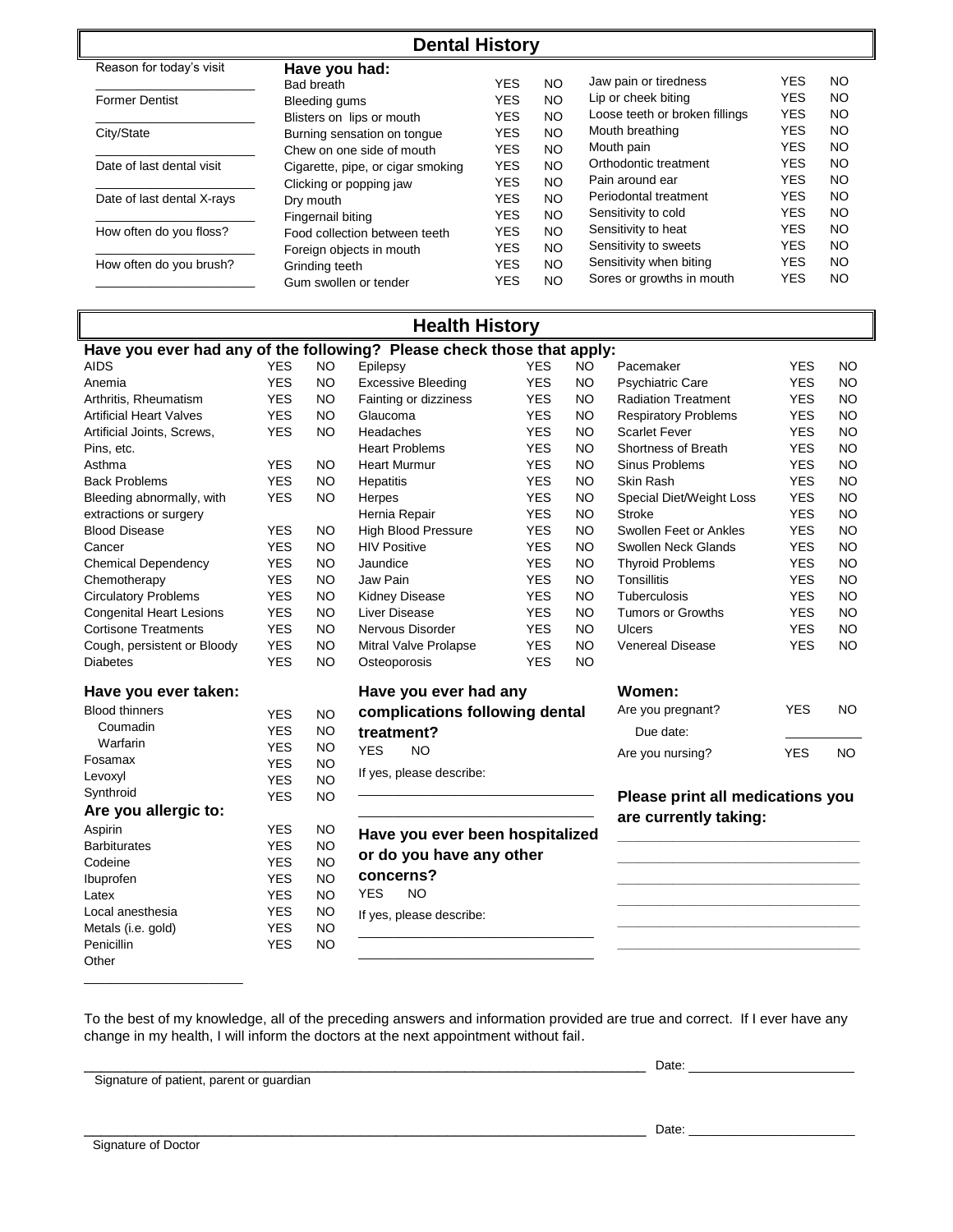## Dental History

Reason for today's visit

\_\_\_\_\_\_\_\_\_\_\_\_\_\_\_\_\_\_\_\_\_\_

Former Dentist

\_\_\_\_\_\_\_\_\_\_\_\_\_\_\_\_\_\_\_\_\_\_

City/State

\_\_\_\_\_\_\_\_\_\_\_\_\_\_\_\_\_\_\_\_\_\_

Date of last dental visit

\_\_\_\_\_\_\_\_\_\_\_\_\_\_\_\_\_\_\_\_\_\_

Date of last dental X-rays

\_\_\_\_\_\_\_\_\_\_\_\_\_\_\_\_\_\_\_\_\_\_

How often do you floss?

\_\_\_\_\_\_\_\_\_\_\_\_\_\_\_\_\_\_\_\_\_\_

How often do you brush?

\_\_\_\_\_\_\_\_\_\_\_\_\_\_\_\_\_\_\_\_\_\_

**Have you had:**

| | | | | | |
|---|---|---|---|---|---|
| Bad breath | YES | NO | Jaw pain or tiredness | YES | NO |
| Bleeding gums | YES | NO | Lip or cheek biting | YES | NO |
| Blisters on lips or mouth | YES | NO | Loose teeth or broken fillings | YES | NO |
| Burning sensation on tongue | YES | NO | Mouth breathing | YES | NO |
| Chew on one side of mouth | YES | NO | Mouth pain | YES | NO |
| Cigarette, pipe, or cigar smoking | YES | NO | Orthodontic treatment | YES | NO |
| Clicking or popping jaw | YES | NO | Pain around ear | YES | NO |
| Dry mouth | YES | NO | Periodontal treatment | YES | NO |
| Fingernail biting | YES | NO | Sensitivity to cold | YES | NO |
| Food collection between teeth | YES | NO | Sensitivity to heat | YES | NO |
| Foreign objects in mouth | YES | NO | Sensitivity to sweets | YES | NO |
| Grinding teeth | YES | NO | Sensitivity when biting | YES | NO |
| Gum swollen or tender | YES | NO | Sores or growths in mouth | YES | NO |

## Health History

**Have you ever had any of the following? Please check those that apply:**

| | | | | | | | | |
|---|---|---|---|---|---|---|---|---|
| AIDS | YES | NO | Epilepsy | YES | NO | Pacemaker | YES | NO |
| Anemia | YES | NO | Excessive Bleeding | YES | NO | Psychiatric Care | YES | NO |
| Arthritis, Rheumatism | YES | NO | Fainting or dizziness | YES | NO | Radiation Treatment | YES | NO |
| Artificial Heart Valves | YES | NO | Glaucoma | YES | NO | Respiratory Problems | YES | NO |
| Artificial Joints, Screws, Pins, etc. | YES | NO | Headaches | YES | NO | Scarlet Fever | YES | NO |
| | | | Heart Problems | YES | NO | Shortness of Breath | YES | NO |
| Asthma | YES | NO | Heart Murmur | YES | NO | Sinus Problems | YES | NO |
| Back Problems | YES | NO | Hepatitis | YES | NO | Skin Rash | YES | NO |
| Bleeding abnormally, with extractions or surgery | YES | NO | Herpes | YES | NO | Special Diet/Weight Loss | YES | NO |
| | | | Hernia Repair | YES | NO | Stroke | YES | NO |
| Blood Disease | YES | NO | High Blood Pressure | YES | NO | Swollen Feet or Ankles | YES | NO |
| Cancer | YES | NO | HIV Positive | YES | NO | Swollen Neck Glands | YES | NO |
| Chemical Dependency | YES | NO | Jaundice | YES | NO | Thyroid Problems | YES | NO |
| Chemotherapy | YES | NO | Jaw Pain | YES | NO | Tonsillitis | YES | NO |
| Circulatory Problems | YES | NO | Kidney Disease | YES | NO | Tuberculosis | YES | NO |
| Congenital Heart Lesions | YES | NO | Liver Disease | YES | NO | Tumors or Growths | YES | NO |
| Cortisone Treatments | YES | NO | Nervous Disorder | YES | NO | Ulcers | YES | NO |
| Cough, persistent or Bloody | YES | NO | Mitral Valve Prolapse | YES | NO | Venereal Disease | YES | NO |
| Diabetes | YES | NO | Osteoporosis | YES | NO | | | |

**Have you ever taken:**

| | | |
|---|---|---|
| Blood thinners | YES | NO |
| Coumadin | YES | NO |
| Warfarin | YES | NO |
| Fosamax | YES | NO |
| Levoxyl | YES | NO |
| Synthroid | YES | NO |

**Are you allergic to:**

| | | |
|---|---|---|
| Aspirin | YES | NO |
| Barbiturates | YES | NO |
| Codeine | YES | NO |
| Ibuprofen | YES | NO |
| Latex | YES | NO |
| Local anesthesia | YES | NO |
| Metals (i.e. gold) | YES | NO |
| Penicillin | YES | NO |
| Other | | |

\_\_\_\_\_\_\_\_\_\_\_\_\_\_\_\_\_\_\_\_\_\_

**Have you ever had any complications following dental treatment?**

YES NO

If yes, please describe:

\_\_\_\_\_\_\_\_\_\_\_\_\_\_\_\_\_\_\_\_\_\_\_\_\_\_\_\_\_\_

\_\_\_\_\_\_\_\_\_\_\_\_\_\_\_\_\_\_\_\_\_\_\_\_\_\_\_\_\_\_

**Have you ever been hospitalized or do you have any other concerns?**

YES NO

If yes, please describe:

\_\_\_\_\_\_\_\_\_\_\_\_\_\_\_\_\_\_\_\_\_\_\_\_\_\_\_\_\_\_

\_\_\_\_\_\_\_\_\_\_\_\_\_\_\_\_\_\_\_\_\_\_\_\_\_\_\_\_\_\_

**Women:**

Are you pregnant? YES NO

Due date: \_\_\_\_\_\_\_\_\_\_

Are you nursing? YES NO

**Please print all medications you are currently taking:**

\_\_\_\_\_\_\_\_\_\_\_\_\_\_\_\_\_\_\_\_\_\_\_\_\_\_\_\_\_\_

\_\_\_\_\_\_\_\_\_\_\_\_\_\_\_\_\_\_\_\_\_\_\_\_\_\_\_\_\_\_

\_\_\_\_\_\_\_\_\_\_\_\_\_\_\_\_\_\_\_\_\_\_\_\_\_\_\_\_\_\_

\_\_\_\_\_\_\_\_\_\_\_\_\_\_\_\_\_\_\_\_\_\_\_\_\_\_\_\_\_\_

\_\_\_\_\_\_\_\_\_\_\_\_\_\_\_\_\_\_\_\_\_\_\_\_\_\_\_\_\_\_

\_\_\_\_\_\_\_\_\_\_\_\_\_\_\_\_\_\_\_\_\_\_\_\_\_\_\_\_\_\_

To the best of my knowledge, all of the preceding answers and information provided are true and correct. If I ever have any change in my health, I will inform the doctors at the next appointment without fail.

\_\_\_\_\_\_\_\_\_\_\_\_\_\_\_\_\_\_\_\_\_\_\_\_\_\_\_\_\_\_\_\_\_\_\_\_\_\_\_\_\_\_\_\_\_\_\_\_\_\_\_\_\_\_ Date: \_\_\_\_\_\_\_\_\_\_\_\_\_\_\_\_\_\_\_\_

Signature of patient, parent or guardian

\_\_\_\_\_\_\_\_\_\_\_\_\_\_\_\_\_\_\_\_\_\_\_\_\_\_\_\_\_\_\_\_\_\_\_\_\_\_\_\_\_\_\_\_\_\_\_\_\_\_\_\_\_\_ Date: \_\_\_\_\_\_\_\_\_\_\_\_\_\_\_\_\_\_\_\_

Signature of Doctor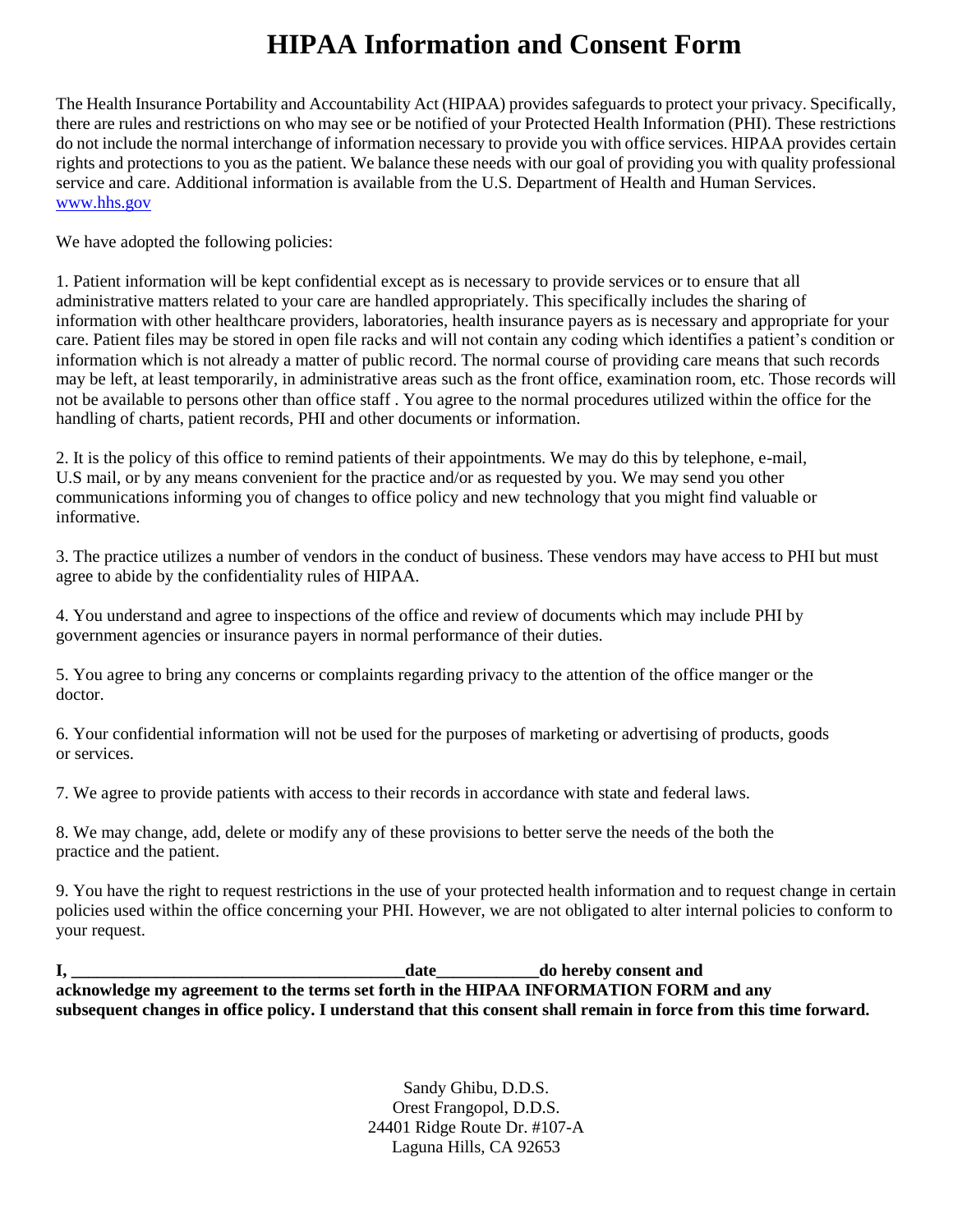# HIPAA Information and Consent Form

The Health Insurance Portability and Accountability Act (HIPAA) provides safeguards to protect your privacy. Specifically, there are rules and restrictions on who may see or be notified of your Protected Health Information (PHI). These restrictions do not include the normal interchange of information necessary to provide you with office services. HIPAA provides certain rights and protections to you as the patient. We balance these needs with our goal of providing you with quality professional service and care. Additional information is available from the U.S. Department of Health and Human Services. [www.hhs.gov](http://www.hhs.gov)

We have adopted the following policies:

1. Patient information will be kept confidential except as is necessary to provide services or to ensure that all administrative matters related to your care are handled appropriately. This specifically includes the sharing of information with other healthcare providers, laboratories, health insurance payers as is necessary and appropriate for your care. Patient files may be stored in open file racks and will not contain any coding which identifies a patient's condition or information which is not already a matter of public record. The normal course of providing care means that such records may be left, at least temporarily, in administrative areas such as the front office, examination room, etc. Those records will not be available to persons other than office staff . You agree to the normal procedures utilized within the office for the handling of charts, patient records, PHI and other documents or information.

2. It is the policy of this office to remind patients of their appointments. We may do this by telephone, e-mail, U.S mail, or by any means convenient for the practice and/or as requested by you. We may send you other communications informing you of changes to office policy and new technology that you might find valuable or informative.

3. The practice utilizes a number of vendors in the conduct of business. These vendors may have access to PHI but must agree to abide by the confidentiality rules of HIPAA.

4. You understand and agree to inspections of the office and review of documents which may include PHI by government agencies or insurance payers in normal performance of their duties.

5. You agree to bring any concerns or complaints regarding privacy to the attention of the office manger or the doctor.

6. Your confidential information will not be used for the purposes of marketing or advertising of products, goods or services.

7. We agree to provide patients with access to their records in accordance with state and federal laws.

8. We may change, add, delete or modify any of these provisions to better serve the needs of the both the practice and the patient.

9. You have the right to request restrictions in the use of your protected health information and to request change in certain policies used within the office concerning your PHI. However, we are not obligated to alter internal policies to conform to your request.

**I, ________________________________________date____________do hereby consent and acknowledge my agreement to the terms set forth in the HIPAA INFORMATION FORM and any subsequent changes in office policy. I understand that this consent shall remain in force from this time forward.**

Sandy Ghibu, D.D.S.
Orest Frangopol, D.D.S.
24401 Ridge Route Dr. #107-A
Laguna Hills, CA 92653